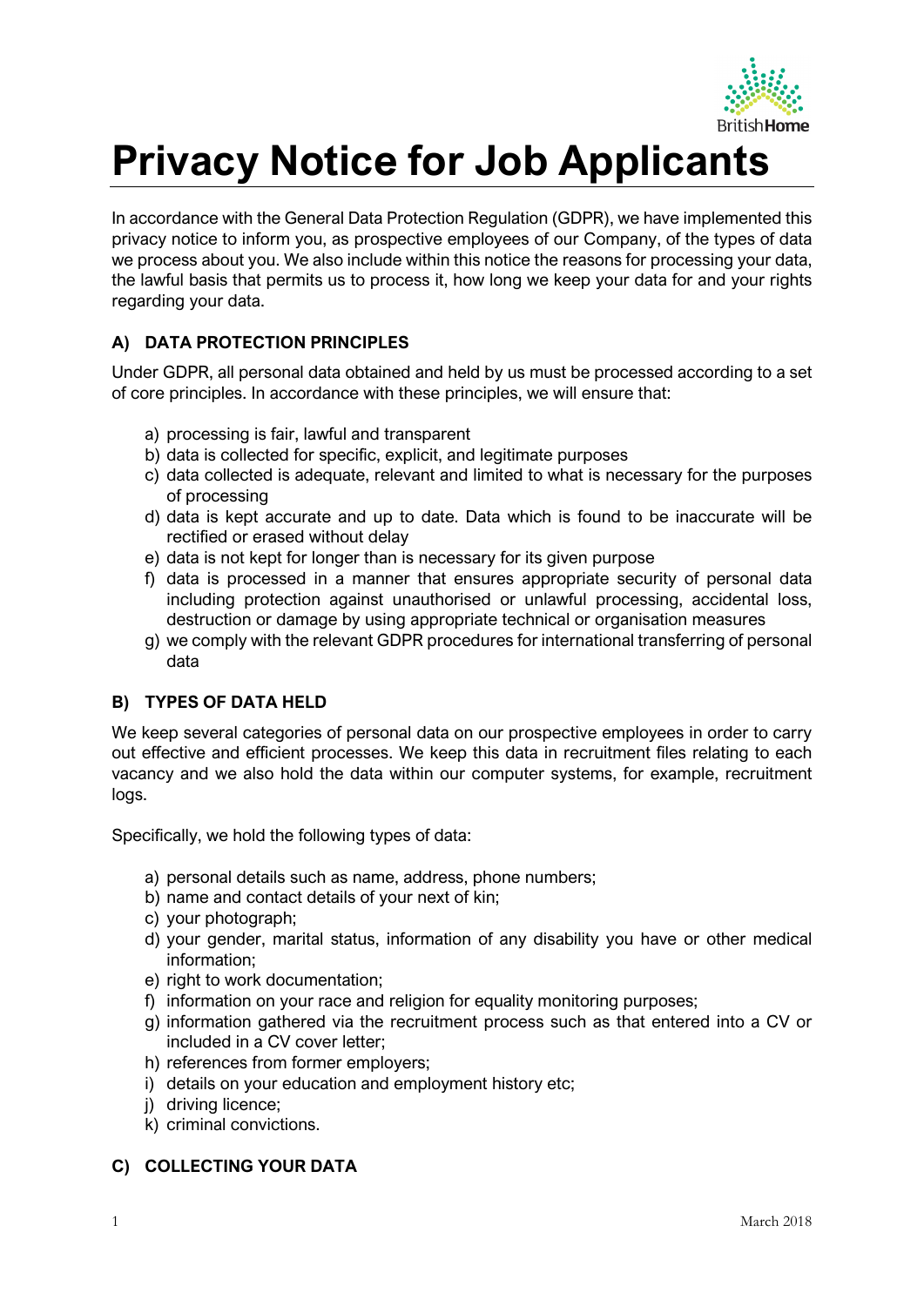# Privacy Notice for Job Applicants

In accordance with the General Data Protection Regulation (GDPR), we have implemented this privacy notice to inform you, as prospective employees of our Company, of the types of data we process about you. We also include within this notice the reasons for processing your data, the lawful basis that permits us to process it, how long we keep your data for and your rights regarding your data.

## A) DATA PROTECTION PRINCIPLES

Under GDPR, all personal data obtained and held by us must be processed according to a set of core principles. In accordance with these principles, we will ensure that:

a) processing is fair, lawful and transparent
b) data is collected for specific, explicit, and legitimate purposes
c) data collected is adequate, relevant and limited to what is necessary for the purposes of processing
d) data is kept accurate and up to date. Data which is found to be inaccurate will be rectified or erased without delay
e) data is not kept for longer than is necessary for its given purpose
f) data is processed in a manner that ensures appropriate security of personal data including protection against unauthorised or unlawful processing, accidental loss, destruction or damage by using appropriate technical or organisation measures
g) we comply with the relevant GDPR procedures for international transferring of personal data

## B) TYPES OF DATA HELD

We keep several categories of personal data on our prospective employees in order to carry out effective and efficient processes. We keep this data in recruitment files relating to each vacancy and we also hold the data within our computer systems, for example, recruitment logs.

Specifically, we hold the following types of data:

a) personal details such as name, address, phone numbers;
b) name and contact details of your next of kin;
c) your photograph;
d) your gender, marital status, information of any disability you have or other medical information;
e) right to work documentation;
f) information on your race and religion for equality monitoring purposes;
g) information gathered via the recruitment process such as that entered into a CV or included in a CV cover letter;
h) references from former employers;
i) details on your education and employment history etc;
j) driving licence;
k) criminal convictions.

## C) COLLECTING YOUR DATA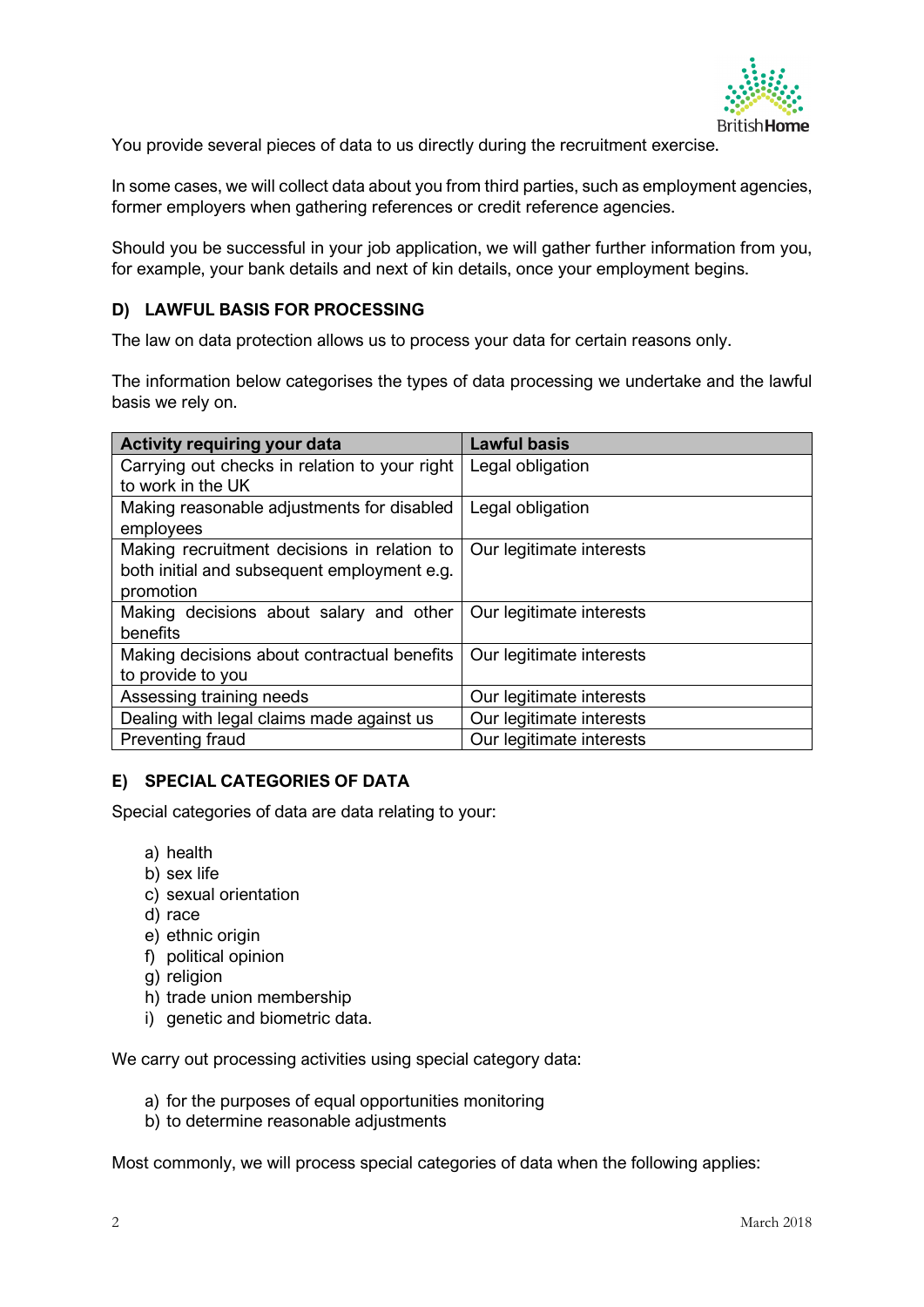You provide several pieces of data to us directly during the recruitment exercise.

In some cases, we will collect data about you from third parties, such as employment agencies, former employers when gathering references or credit reference agencies.

Should you be successful in your job application, we will gather further information from you, for example, your bank details and next of kin details, once your employment begins.

## D) LAWFUL BASIS FOR PROCESSING

The law on data protection allows us to process your data for certain reasons only.

The information below categorises the types of data processing we undertake and the lawful basis we rely on.

| Activity requiring your data | Lawful basis |
|---|---|
| Carrying out checks in relation to your right to work in the UK | Legal obligation |
| Making reasonable adjustments for disabled employees | Legal obligation |
| Making recruitment decisions in relation to both initial and subsequent employment e.g. promotion | Our legitimate interests |
| Making decisions about salary and other benefits | Our legitimate interests |
| Making decisions about contractual benefits to provide to you | Our legitimate interests |
| Assessing training needs | Our legitimate interests |
| Dealing with legal claims made against us | Our legitimate interests |
| Preventing fraud | Our legitimate interests |

## E) SPECIAL CATEGORIES OF DATA

Special categories of data are data relating to your:

a) health
b) sex life
c) sexual orientation
d) race
e) ethnic origin
f) political opinion
g) religion
h) trade union membership
i) genetic and biometric data.

We carry out processing activities using special category data:

a) for the purposes of equal opportunities monitoring
b) to determine reasonable adjustments

Most commonly, we will process special categories of data when the following applies: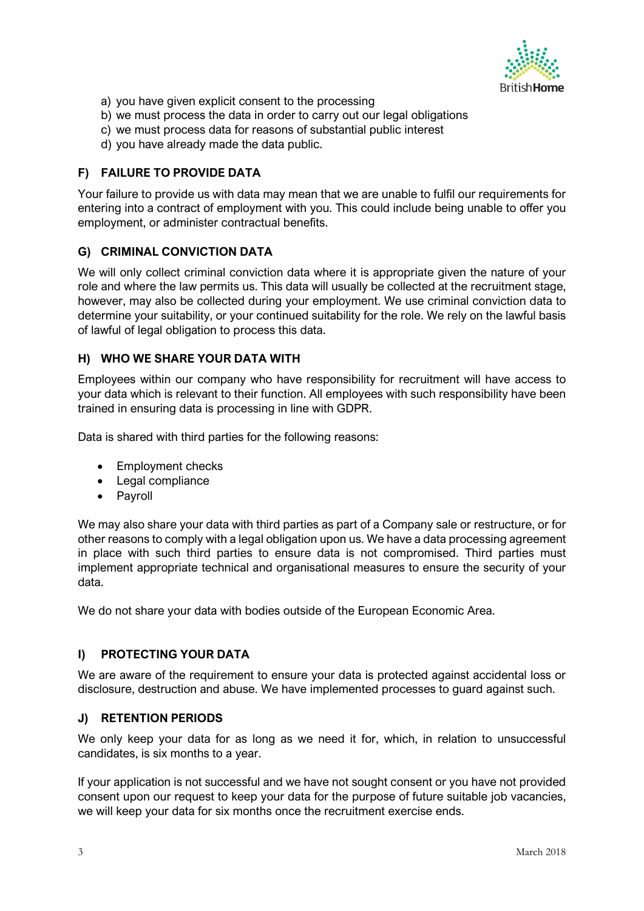a) you have given explicit consent to the processing
b) we must process the data in order to carry out our legal obligations
c) we must process data for reasons of substantial public interest
d) you have already made the data public.

## F) FAILURE TO PROVIDE DATA

Your failure to provide us with data may mean that we are unable to fulfil our requirements for entering into a contract of employment with you. This could include being unable to offer you employment, or administer contractual benefits.

## G) CRIMINAL CONVICTION DATA

We will only collect criminal conviction data where it is appropriate given the nature of your role and where the law permits us. This data will usually be collected at the recruitment stage, however, may also be collected during your employment. We use criminal conviction data to determine your suitability, or your continued suitability for the role. We rely on the lawful basis of lawful of legal obligation to process this data.

## H) WHO WE SHARE YOUR DATA WITH

Employees within our company who have responsibility for recruitment will have access to your data which is relevant to their function. All employees with such responsibility have been trained in ensuring data is processing in line with GDPR.

Data is shared with third parties for the following reasons:

- Employment checks
- Legal compliance
- Payroll

We may also share your data with third parties as part of a Company sale or restructure, or for other reasons to comply with a legal obligation upon us. We have a data processing agreement in place with such third parties to ensure data is not compromised. Third parties must implement appropriate technical and organisational measures to ensure the security of your data.

We do not share your data with bodies outside of the European Economic Area.

## I) PROTECTING YOUR DATA

We are aware of the requirement to ensure your data is protected against accidental loss or disclosure, destruction and abuse. We have implemented processes to guard against such.

## J) RETENTION PERIODS

We only keep your data for as long as we need it for, which, in relation to unsuccessful candidates, is six months to a year.

If your application is not successful and we have not sought consent or you have not provided consent upon our request to keep your data for the purpose of future suitable job vacancies, we will keep your data for six months once the recruitment exercise ends.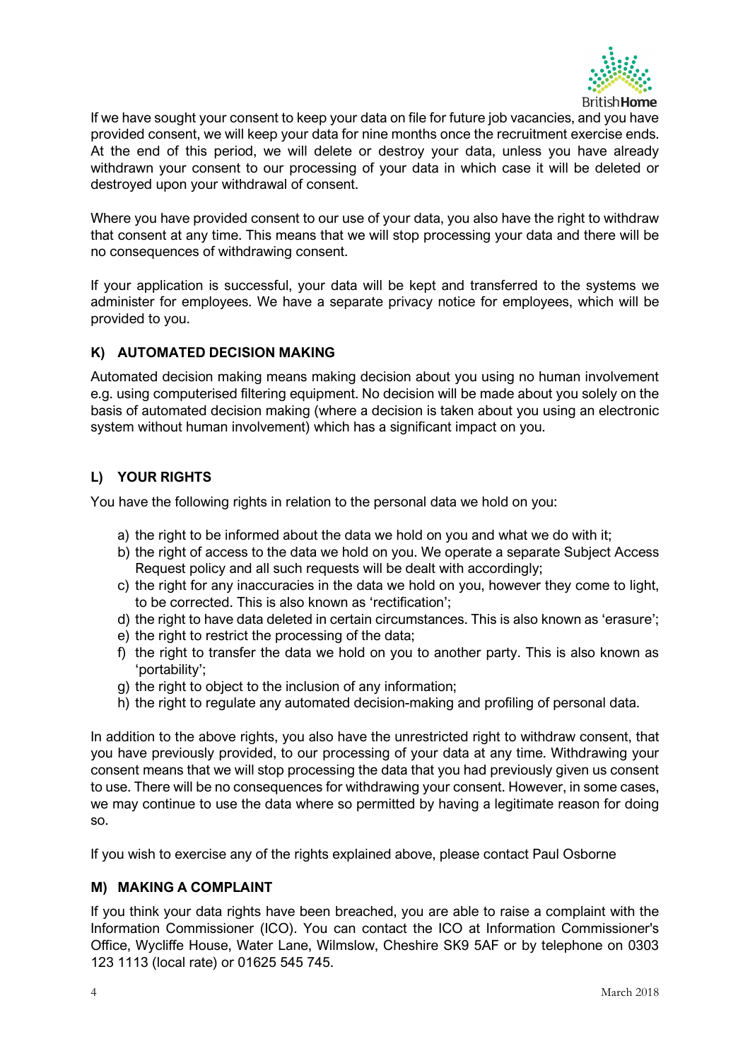If we have sought your consent to keep your data on file for future job vacancies, and you have provided consent, we will keep your data for nine months once the recruitment exercise ends. At the end of this period, we will delete or destroy your data, unless you have already withdrawn your consent to our processing of your data in which case it will be deleted or destroyed upon your withdrawal of consent.

Where you have provided consent to our use of your data, you also have the right to withdraw that consent at any time. This means that we will stop processing your data and there will be no consequences of withdrawing consent.

If your application is successful, your data will be kept and transferred to the systems we administer for employees. We have a separate privacy notice for employees, which will be provided to you.

## K) AUTOMATED DECISION MAKING

Automated decision making means making decision about you using no human involvement e.g. using computerised filtering equipment. No decision will be made about you solely on the basis of automated decision making (where a decision is taken about you using an electronic system without human involvement) which has a significant impact on you.

## L) YOUR RIGHTS

You have the following rights in relation to the personal data we hold on you:

a) the right to be informed about the data we hold on you and what we do with it;
b) the right of access to the data we hold on you. We operate a separate Subject Access Request policy and all such requests will be dealt with accordingly;
c) the right for any inaccuracies in the data we hold on you, however they come to light, to be corrected. This is also known as 'rectification';
d) the right to have data deleted in certain circumstances. This is also known as 'erasure';
e) the right to restrict the processing of the data;
f) the right to transfer the data we hold on you to another party. This is also known as 'portability';
g) the right to object to the inclusion of any information;
h) the right to regulate any automated decision-making and profiling of personal data.

In addition to the above rights, you also have the unrestricted right to withdraw consent, that you have previously provided, to our processing of your data at any time. Withdrawing your consent means that we will stop processing the data that you had previously given us consent to use. There will be no consequences for withdrawing your consent. However, in some cases, we may continue to use the data where so permitted by having a legitimate reason for doing so.

If you wish to exercise any of the rights explained above, please contact Paul Osborne

## M) MAKING A COMPLAINT

If you think your data rights have been breached, you are able to raise a complaint with the Information Commissioner (ICO). You can contact the ICO at Information Commissioner's Office, Wycliffe House, Water Lane, Wilmslow, Cheshire SK9 5AF or by telephone on 0303 123 1113 (local rate) or 01625 545 745.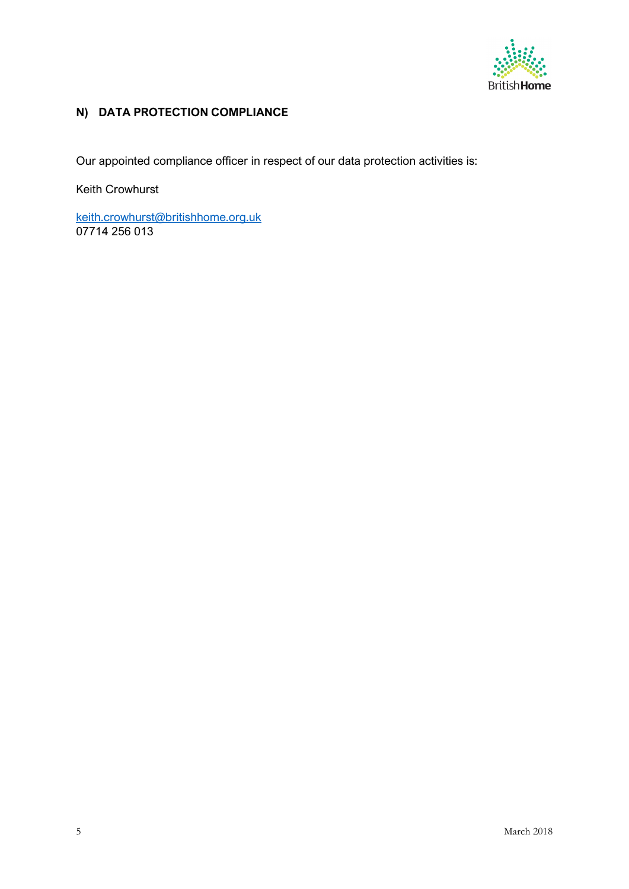## N) DATA PROTECTION COMPLIANCE

Our appointed compliance officer in respect of our data protection activities is:

Keith Crowhurst

keith.crowhurst@britishhome.org.uk
07714 256 013